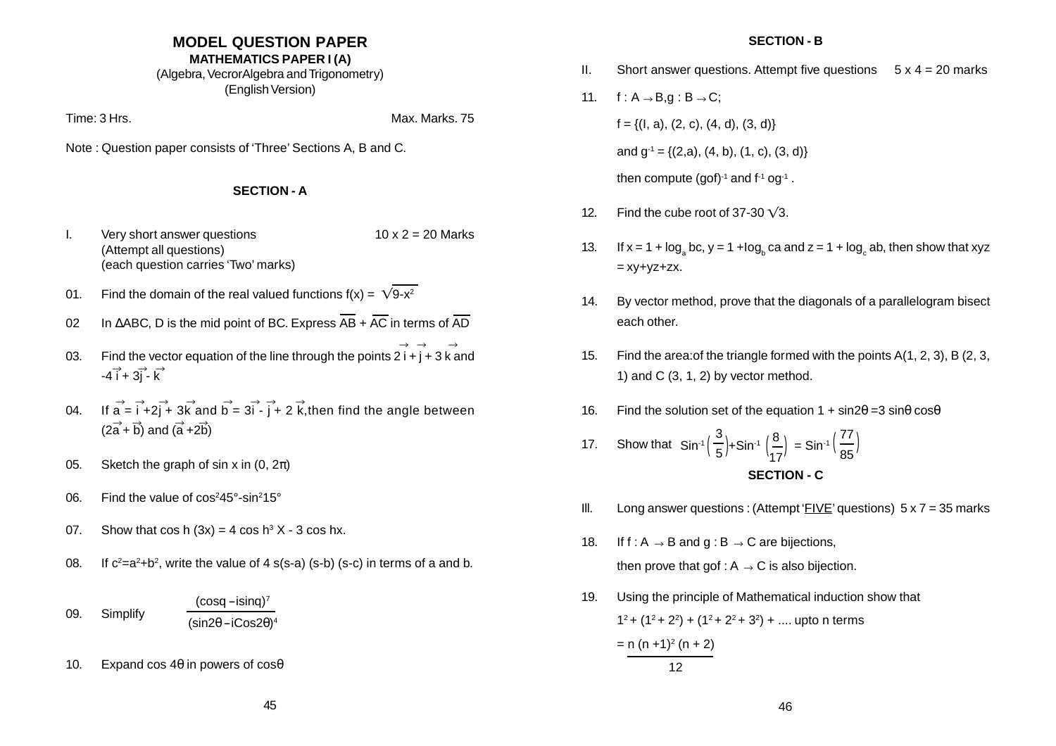## MODEL QUESTION PAPER

### MATHEMATICS PAPER I (A)

(Algebra, VecrorAlgebra and Trigonometry)

(English Version)

Time: 3 Hrs. Max. Marks. 75

Note : Question paper consists of 'Three' Sections A, B and C.

### SECTION - A

I. Very short answer questions (Attempt all questions) (each question carries 'Two' marks) 10 x 2 = 20 Marks

01. Find the domain of the real valued functions $f(x) = \sqrt{9-x^2}$

02 In ΔABC, D is the mid point of BC. Express $\overline{AB} + \overline{AC}$ in terms of $\overline{AD}$

03. Find the vector equation of the line through the points $2\vec{i} + \vec{j} + 3\vec{k}$ and $-4\vec{i} + 3\vec{j} - \vec{k}$

04. If $\vec{a} = \vec{i} + 2\vec{j} + 3\vec{k}$ and $\vec{b} = 3\vec{i} - \vec{j} + 2\vec{k}$, then find the angle between $(2\vec{a} + \vec{b})$ and $(\vec{a} + 2\vec{b})$

05. Sketch the graph of sin x in $(0, 2\pi)$

06. Find the value of $\cos^2 45° - \sin^2 15°$

07. Show that $\cosh(3x) = 4\cosh^3 x - 3\cosh x$.

08. If $c^2 = a^2 + b^2$, write the value of $4s(s-a)(s-b)(s-c)$ in terms of a and b.

09. Simplify $\dfrac{(\cos q - i\sin q)^7}{(\sin 2\theta - i\cos 2\theta)^4}$

10. Expand $\cos 4\theta$ in powers of $\cos\theta$

### SECTION - B

II. Short answer questions. Attempt five questions 5 x 4 = 20 marks

11. $f : A \to B, g : B \to C$;

    $f = \{(l, a), (2, c), (4, d), (3, d)\}$

    and $g^{-1} = \{(2,a), (4, b), (1, c), (3, d)\}$

    then compute $(gof)^{-1}$ and $f^{-1} o g^{-1}$.

12. Find the cube root of $37-30\sqrt{3}$.

13. If $x = 1 + \log_a bc$, $y = 1 + \log_b ca$ and $z = 1 + \log_c ab$, then show that $xyz = xy+yz+zx$.

14. By vector method, prove that the diagonals of a parallelogram bisect each other.

15. Find the area:of the triangle formed with the points A(1, 2, 3), B (2, 3, 1) and C (3, 1, 2) by vector method.

16. Find the solution set of the equation $1 + \sin 2\theta = 3\sin\theta\cos\theta$

17. Show that $\sin^{-1}\left(\dfrac{3}{5}\right) + \sin^{-1}\left(\dfrac{8}{17}\right) = \sin^{-1}\left(\dfrac{77}{85}\right)$

### SECTION - C

III. Long answer questions : (Attempt '<u>FIVE</u>' questions) 5 x 7 = 35 marks

18. If $f : A \to B$ and $g : B \to C$ are bijections,

    then prove that $gof : A \to C$ is also bijection.

19. Using the principle of Mathematical induction show that

    $1^2 + (1^2 + 2^2) + (1^2 + 2^2 + 3^2) + ....$ upto n terms

    $= \dfrac{n(n+1)^2(n+2)}{12}$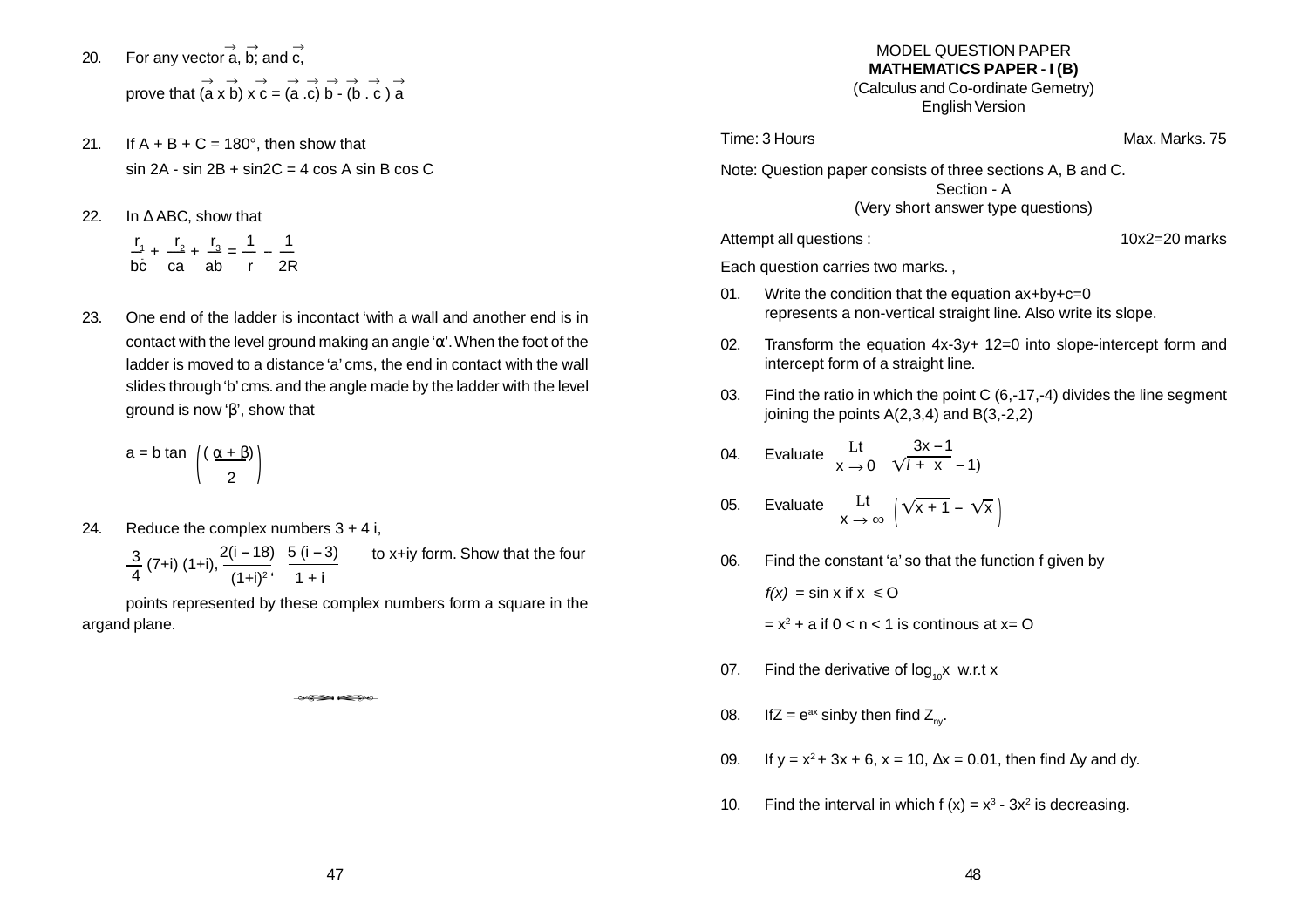20. For any vector $\vec{a}, \vec{b}$; and $\vec{c}$,

prove that $(\vec{a} \times \vec{b}) \times \vec{c} = (\vec{a} . \vec{c}) \vec{b} - (\vec{b} . \vec{c}) \vec{a}$

21. If A + B + C = 180°, then show that

$\sin 2A - \sin 2B + \sin 2C = 4 \cos A \sin B \cos C$

22. In $\Delta$ABC, show that

$$\frac{r_1}{bc} + \frac{r_2}{ca} + \frac{r_3}{ab} = \frac{1}{r} - \frac{1}{2R}$$

23. One end of the ladder is incontact 'with a wall and another end is in contact with the level ground making an angle '$\alpha$'. When the foot of the ladder is moved to a distance 'a' cms, the end in contact with the wall slides through 'b' cms. and the angle made by the ladder with the level ground is now '$\beta$', show that

$$a = b \tan \left( \frac{\alpha + \beta}{2} \right)$$

24. Reduce the complex numbers 3 + 4 i,

$\frac{3}{4}(7+i)(1+i), \frac{2(i-18)}{(1+i)^2}, \frac{5(i-3)}{1+i}$ to x+iy form. Show that the four points represented by these complex numbers form a square in the argand plane.

# MODEL QUESTION PAPER
## MATHEMATICS PAPER - I (B)
(Calculus and Co-ordinate Gemetry)
English Version

Time: 3 Hours Max. Marks. 75

Note: Question paper consists of three sections A, B and C.

### Section - A
(Very short answer type questions)

Attempt all questions : 10x2=20 marks

Each question carries two marks. ,

01. Write the condition that the equation ax+by+c=0 represents a non-vertical straight line. Also write its slope.

02. Transform the equation 4x-3y+ 12=0 into slope-intercept form and intercept form of a straight line.

03. Find the ratio in which the point C (6,-17,-4) divides the line segment joining the points A(2,3,4) and B(3,-2,2)

04. Evaluate $\underset{x \to 0}{Lt} \frac{3x - 1}{\sqrt{l + x} - 1)}$

05. Evaluate $\underset{x \to \infty}{Lt} \left( \sqrt{x+1} - \sqrt{x} \right)$

06. Find the constant 'a' so that the function f given by

*f(x)* = sin x if x $\leq$ O

= $x^2$ + a if 0 < n < 1 is continous at x= O

07. Find the derivative of $\log_{10}x$ w.r.t x

08. IfZ = $e^{ax}$ sinby then find $Z_{ny}$.

09. If $y = x^2 + 3x + 6$, x = 10, $\Delta x = 0.01$, then find $\Delta y$ and dy.

10. Find the interval in which f (x) = $x^3 - 3x^2$ is decreasing.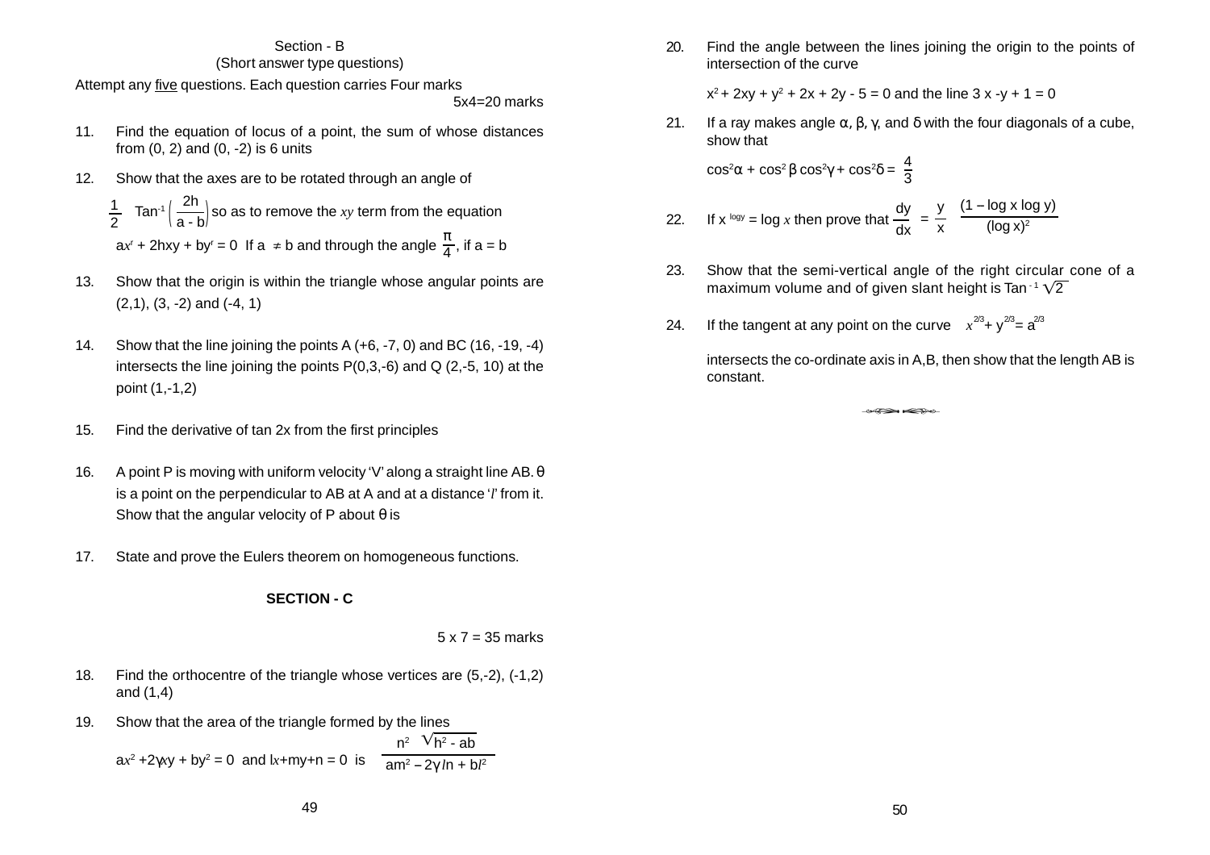Section - B

(Short answer type questions)

Attempt any five questions. Each question carries Four marks

5x4=20 marks

11. Find the equation of locus of a point, the sum of whose distances from (0, 2) and (0, -2) is 6 units

12. Show that the axes are to be rotated through an angle of

 $\frac{1}{2} \quad \text{Tan}^{-1}\left(\frac{2h}{a - b}\right)$ so as to remove the $xy$ term from the equation

 $ax^r + 2hxy + by^r = 0$ If $a \neq b$ and through the angle $\frac{\pi}{4}$, if a = b

13. Show that the origin is within the triangle whose angular points are (2,1), (3, -2) and (-4, 1)

14. Show that the line joining the points A (+6, -7, 0) and BC (16, -19, -4) intersects the line joining the points P(0,3,-6) and Q (2,-5, 10) at the point (1,-1,2)

15. Find the derivative of tan 2x from the first principles

16. A point P is moving with uniform velocity 'V' along a straight line AB. θ is a point on the perpendicular to AB at A and at a distance '$l$' from it. Show that the angular velocity of P about θ is

17. State and prove the Eulers theorem on homogeneous functions.

## SECTION - C

5 x 7 = 35 marks

18. Find the orthocentre of the triangle whose vertices are (5,-2), (-1,2) and (1,4)

19. Show that the area of the triangle formed by the lines

 $ax^2 + 2\gamma xy + by^2 = 0$ and $lx+my+n = 0$ is $\frac{n^2 \sqrt{h^2 - ab}}{am^2 - 2\gamma ln + bl^2}$

20. Find the angle between the lines joining the origin to the points of intersection of the curve

 $x^2 + 2xy + y^2 + 2x + 2y - 5 = 0$ and the line $3x - y + 1 = 0$

21. If a ray makes angle α, β, γ, and δ with the four diagonals of a cube, show that

 $\cos^2\alpha + \cos^2\beta \cos^2\gamma + \cos^2\delta = \frac{4}{3}$

22. If $x^{\log y} = \log x$ then prove that $\frac{dy}{dx} = \frac{y}{x} \quad \frac{(1 - \log x \log y)}{(\log x)^2}$

23. Show that the semi-vertical angle of the right circular cone of a maximum volume and of given slant height is $\text{Tan}^{-1}\sqrt{2}$

24. If the tangent at any point on the curve $x^{2/3} + y^{2/3} = a^{2/3}$

 intersects the co-ordinate axis in A,B, then show that the length AB is constant.